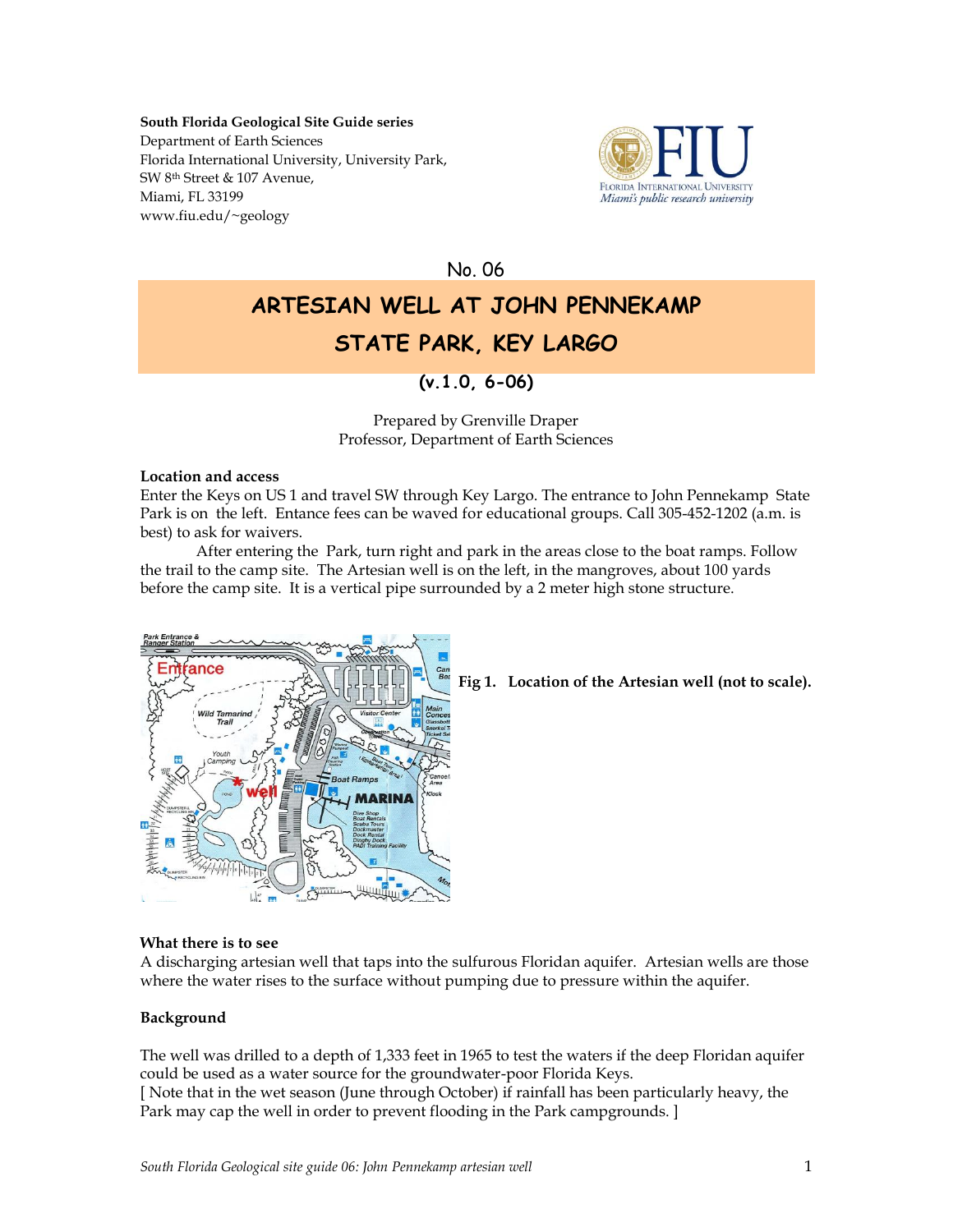**South Florida Geological Site Guide series**
Department of Earth Sciences
Florida International University, University Park,
SW 8th Street & 107 Avenue,
Miami, FL 33199
www.fiu.edu/~geology

No. 06

# ARTESIAN WELL AT JOHN PENNEKAMP STATE PARK, KEY LARGO

**(v.1.0, 6-06)**

Prepared by Grenville Draper
Professor, Department of Earth Sciences

**Location and access**

Enter the Keys on US 1 and travel SW through Key Largo. The entrance to John Pennekamp State Park is on the left. Entance fees can be waved for educational groups. Call 305-452-1202 (a.m. is best) to ask for waivers.

After entering the Park, turn right and park in the areas close to the boat ramps. Follow the trail to the camp site. The Artesian well is on the left, in the mangroves, about 100 yards before the camp site. It is a vertical pipe surrounded by a 2 meter high stone structure.

**Fig 1. Location of the Artesian well (not to scale).**

**What there is to see**

A discharging artesian well that taps into the sulfurous Floridan aquifer. Artesian wells are those where the water rises to the surface without pumping due to pressure within the aquifer.

**Background**

The well was drilled to a depth of 1,333 feet in 1965 to test the waters if the deep Floridan aquifer could be used as a water source for the groundwater-poor Florida Keys.

[ Note that in the wet season (June through October) if rainfall has been particularly heavy, the Park may cap the well in order to prevent flooding in the Park campgrounds. ]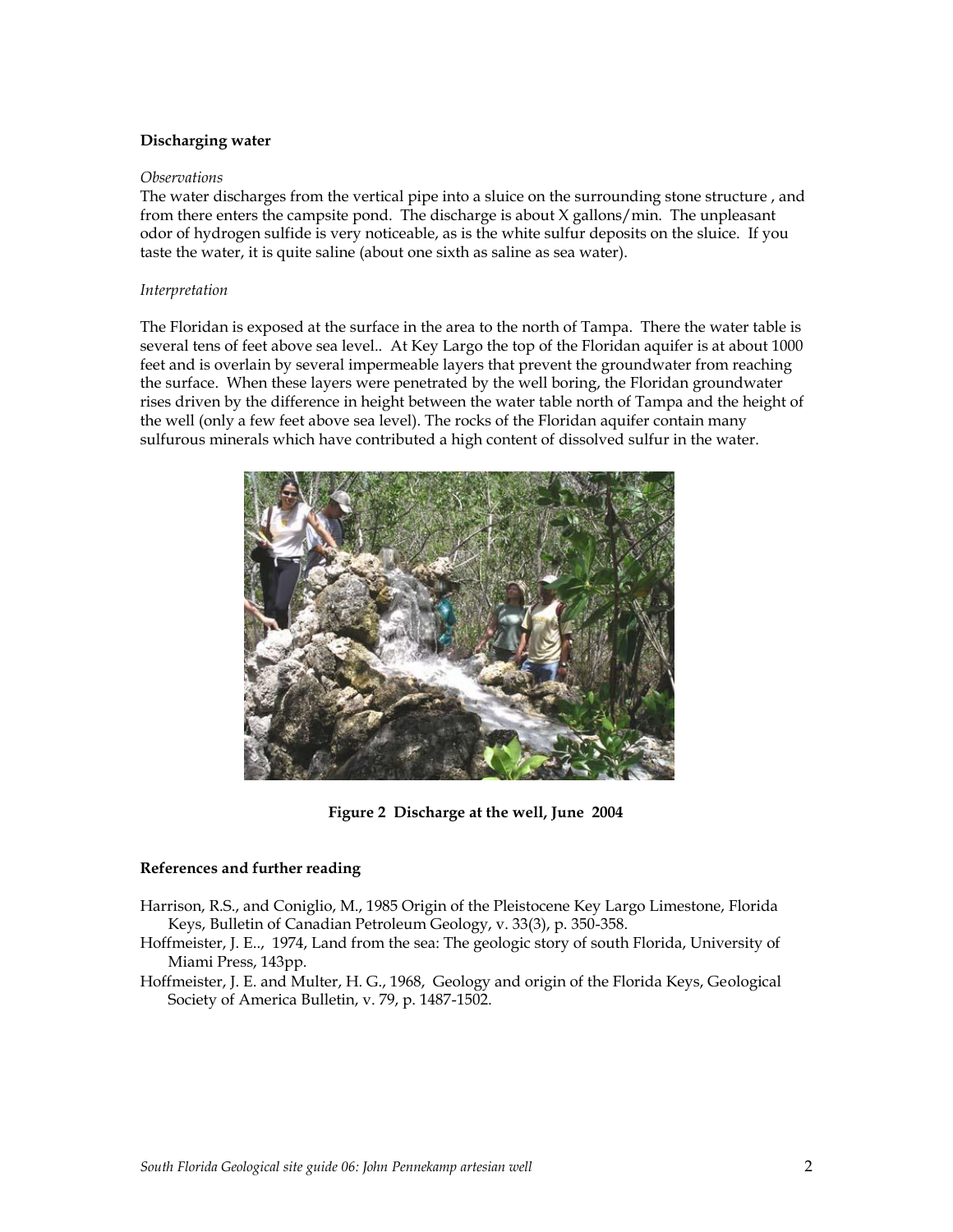**Discharging water**

*Observations*

The water discharges from the vertical pipe into a sluice on the surrounding stone structure , and from there enters the campsite pond. The discharge is about X gallons/min. The unpleasant odor of hydrogen sulfide is very noticeable, as is the white sulfur deposits on the sluice. If you taste the water, it is quite saline (about one sixth as saline as sea water).

*Interpretation*

The Floridan is exposed at the surface in the area to the north of Tampa. There the water table is several tens of feet above sea level.. At Key Largo the top of the Floridan aquifer is at about 1000 feet and is overlain by several impermeable layers that prevent the groundwater from reaching the surface. When these layers were penetrated by the well boring, the Floridan groundwater rises driven by the difference in height between the water table north of Tampa and the height of the well (only a few feet above sea level). The rocks of the Floridan aquifer contain many sulfurous minerals which have contributed a high content of dissolved sulfur in the water.

**Figure 2 Discharge at the well, June 2004**

**References and further reading**

Harrison, R.S., and Coniglio, M., 1985 Origin of the Pleistocene Key Largo Limestone, Florida Keys, Bulletin of Canadian Petroleum Geology, v. 33(3), p. 350-358.

Hoffmeister, J. E.., 1974, Land from the sea: The geologic story of south Florida, University of Miami Press, 143pp.

Hoffmeister, J. E. and Multer, H. G., 1968, Geology and origin of the Florida Keys, Geological Society of America Bulletin, v. 79, p. 1487-1502.